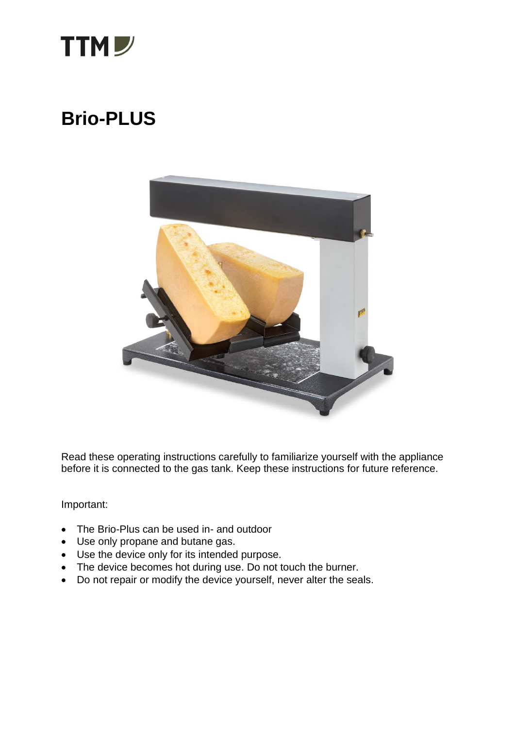TTM

# Brio-PLUS

Read these operating instructions carefully to familiarize yourself with the appliance before it is connected to the gas tank. Keep these instructions for future reference.

Important:

- The Brio-Plus can be used in- and outdoor
- Use only propane and butane gas.
- Use the device only for its intended purpose.
- The device becomes hot during use. Do not touch the burner.
- Do not repair or modify the device yourself, never alter the seals.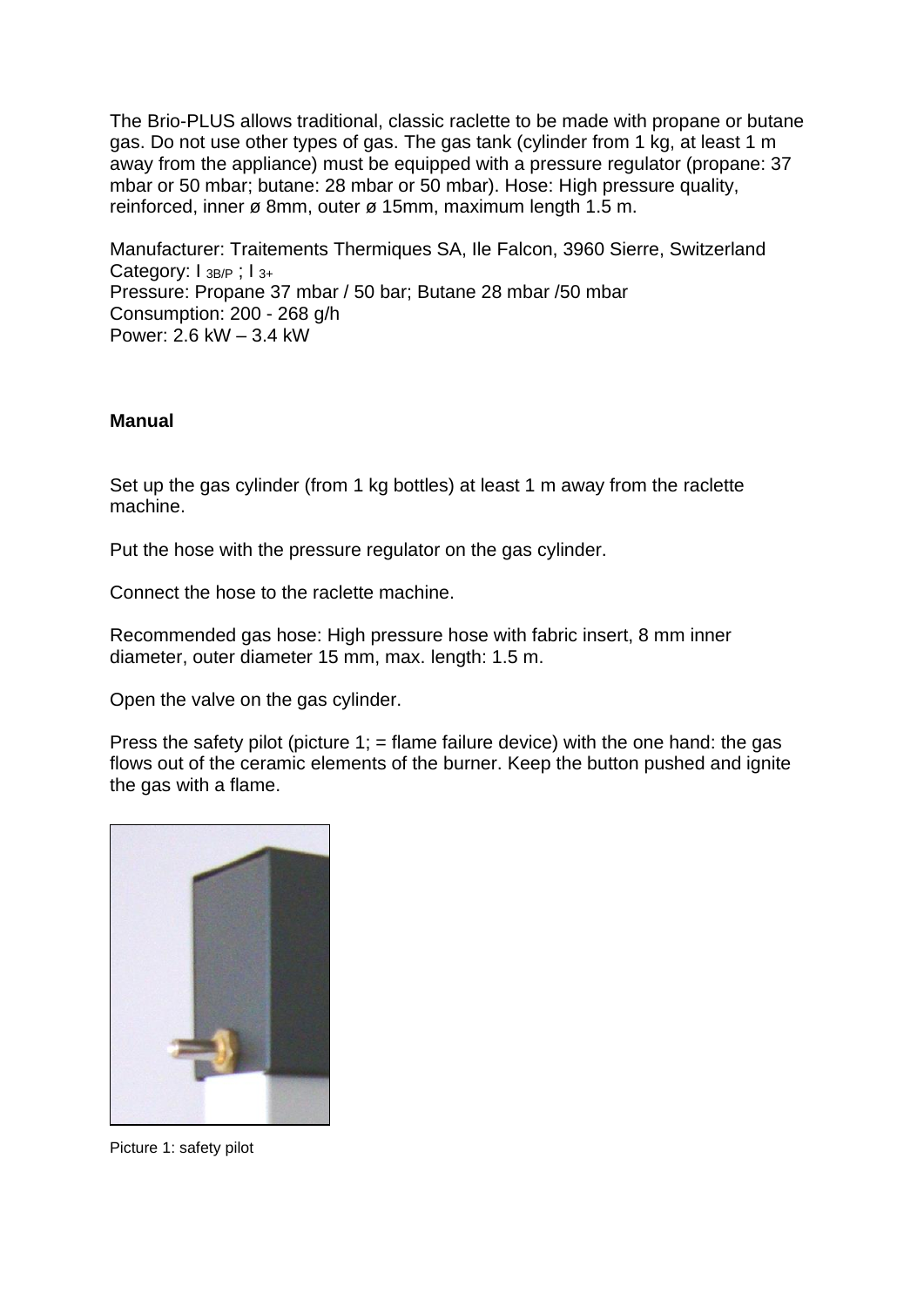The Brio-PLUS allows traditional, classic raclette to be made with propane or butane gas. Do not use other types of gas. The gas tank (cylinder from 1 kg, at least 1 m away from the appliance) must be equipped with a pressure regulator (propane: 37 mbar or 50 mbar; butane: 28 mbar or 50 mbar). Hose: High pressure quality, reinforced, inner ø 8mm, outer ø 15mm, maximum length 1.5 m.

Manufacturer: Traitements Thermiques SA, Ile Falcon, 3960 Sierre, Switzerland
Category: $I_{3B/P}$ ; $I_{3+}$
Pressure: Propane 37 mbar / 50 bar; Butane 28 mbar /50 mbar
Consumption: 200 - 268 g/h
Power: 2.6 kW – 3.4 kW

**Manual**

Set up the gas cylinder (from 1 kg bottles) at least 1 m away from the raclette machine.

Put the hose with the pressure regulator on the gas cylinder.

Connect the hose to the raclette machine.

Recommended gas hose: High pressure hose with fabric insert, 8 mm inner diameter, outer diameter 15 mm, max. length: 1.5 m.

Open the valve on the gas cylinder.

Press the safety pilot (picture 1; = flame failure device) with the one hand: the gas flows out of the ceramic elements of the burner. Keep the button pushed and ignite the gas with a flame.

Picture 1: safety pilot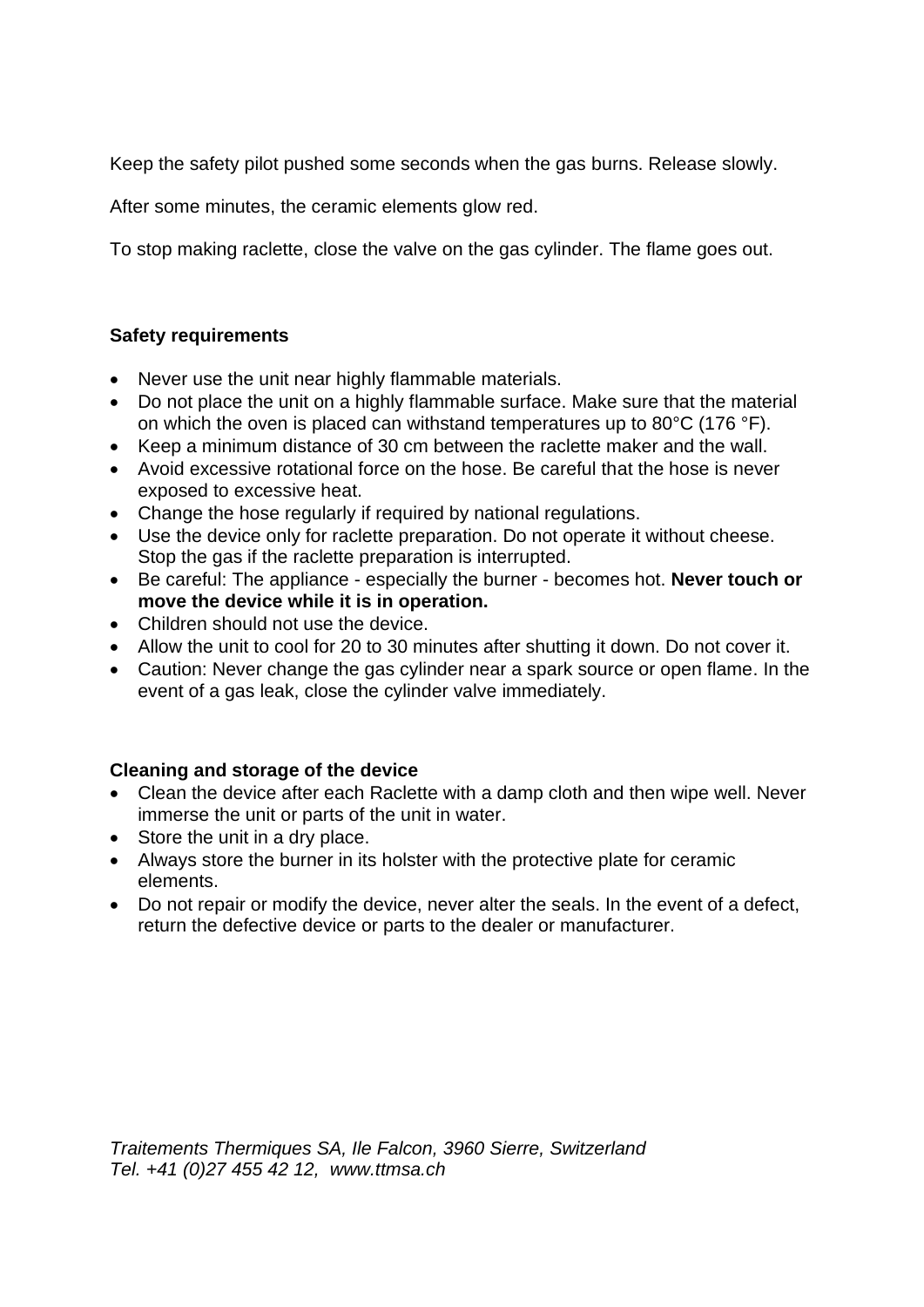Keep the safety pilot pushed some seconds when the gas burns. Release slowly.

After some minutes, the ceramic elements glow red.

To stop making raclette, close the valve on the gas cylinder. The flame goes out.

**Safety requirements**

- Never use the unit near highly flammable materials.
- Do not place the unit on a highly flammable surface. Make sure that the material on which the oven is placed can withstand temperatures up to 80°C (176 °F).
- Keep a minimum distance of 30 cm between the raclette maker and the wall.
- Avoid excessive rotational force on the hose. Be careful that the hose is never exposed to excessive heat.
- Change the hose regularly if required by national regulations.
- Use the device only for raclette preparation. Do not operate it without cheese. Stop the gas if the raclette preparation is interrupted.
- Be careful: The appliance - especially the burner - becomes hot. **Never touch or move the device while it is in operation.**
- Children should not use the device.
- Allow the unit to cool for 20 to 30 minutes after shutting it down. Do not cover it.
- Caution: Never change the gas cylinder near a spark source or open flame. In the event of a gas leak, close the cylinder valve immediately.

**Cleaning and storage of the device**

- Clean the device after each Raclette with a damp cloth and then wipe well. Never immerse the unit or parts of the unit in water.
- Store the unit in a dry place.
- Always store the burner in its holster with the protective plate for ceramic elements.
- Do not repair or modify the device, never alter the seals. In the event of a defect, return the defective device or parts to the dealer or manufacturer.

*Traitements Thermiques SA, Ile Falcon, 3960 Sierre, Switzerland*
*Tel. +41 (0)27 455 42 12, www.ttmsa.ch*